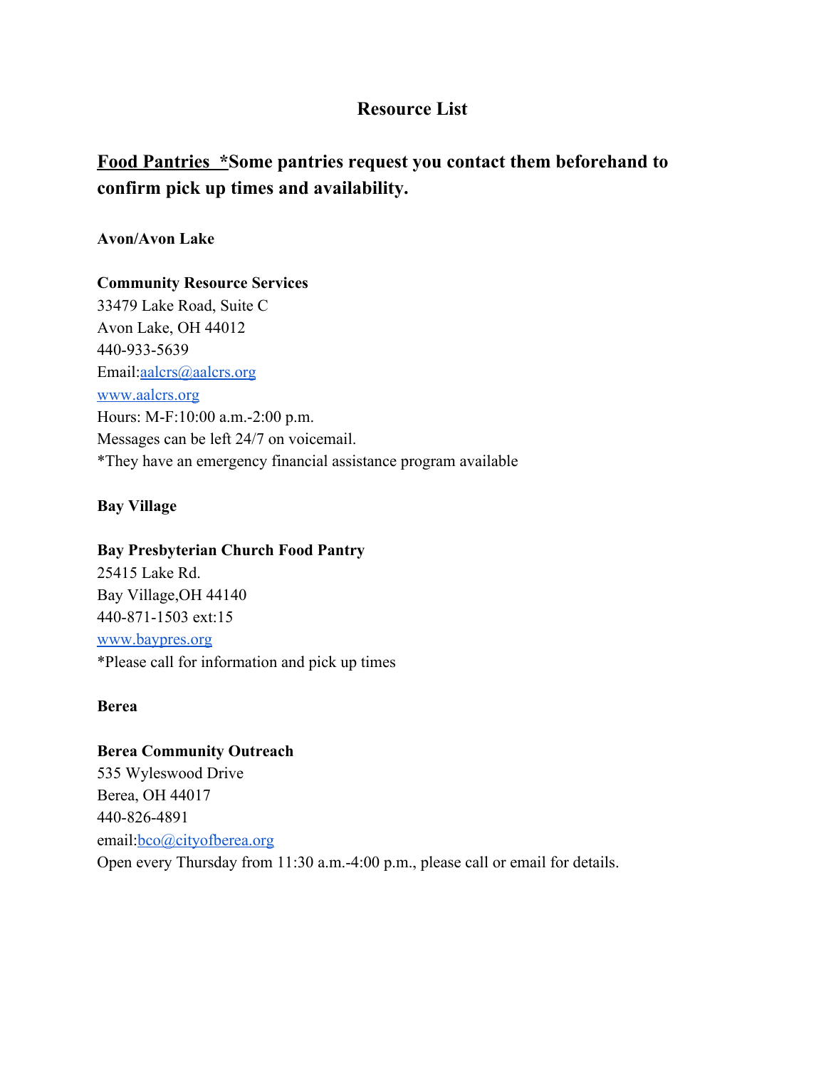# Resource List

## Food Pantries *Some pantries request you contact them beforehand to confirm pick up times and availability.

**Avon/Avon Lake**

**Community Resource Services**
33479 Lake Road, Suite C
Avon Lake, OH 44012
440-933-5639
Email:[aalcrs@aalcrs.org](mailto:aalcrs@aalcrs.org)
[www.aalcrs.org](http://www.aalcrs.org)
Hours: M-F:10:00 a.m.-2:00 p.m.
Messages can be left 24/7 on voicemail.
*They have an emergency financial assistance program available

**Bay Village**

**Bay Presbyterian Church Food Pantry**
25415 Lake Rd.
Bay Village,OH 44140
440-871-1503 ext:15
[www.baypres.org](http://www.baypres.org)
*Please call for information and pick up times

**Berea**

**Berea Community Outreach**
535 Wyleswood Drive
Berea, OH 44017
440-826-4891
email:[bco@cityofberea.org](mailto:bco@cityofberea.org)
Open every Thursday from 11:30 a.m.-4:00 p.m., please call or email for details.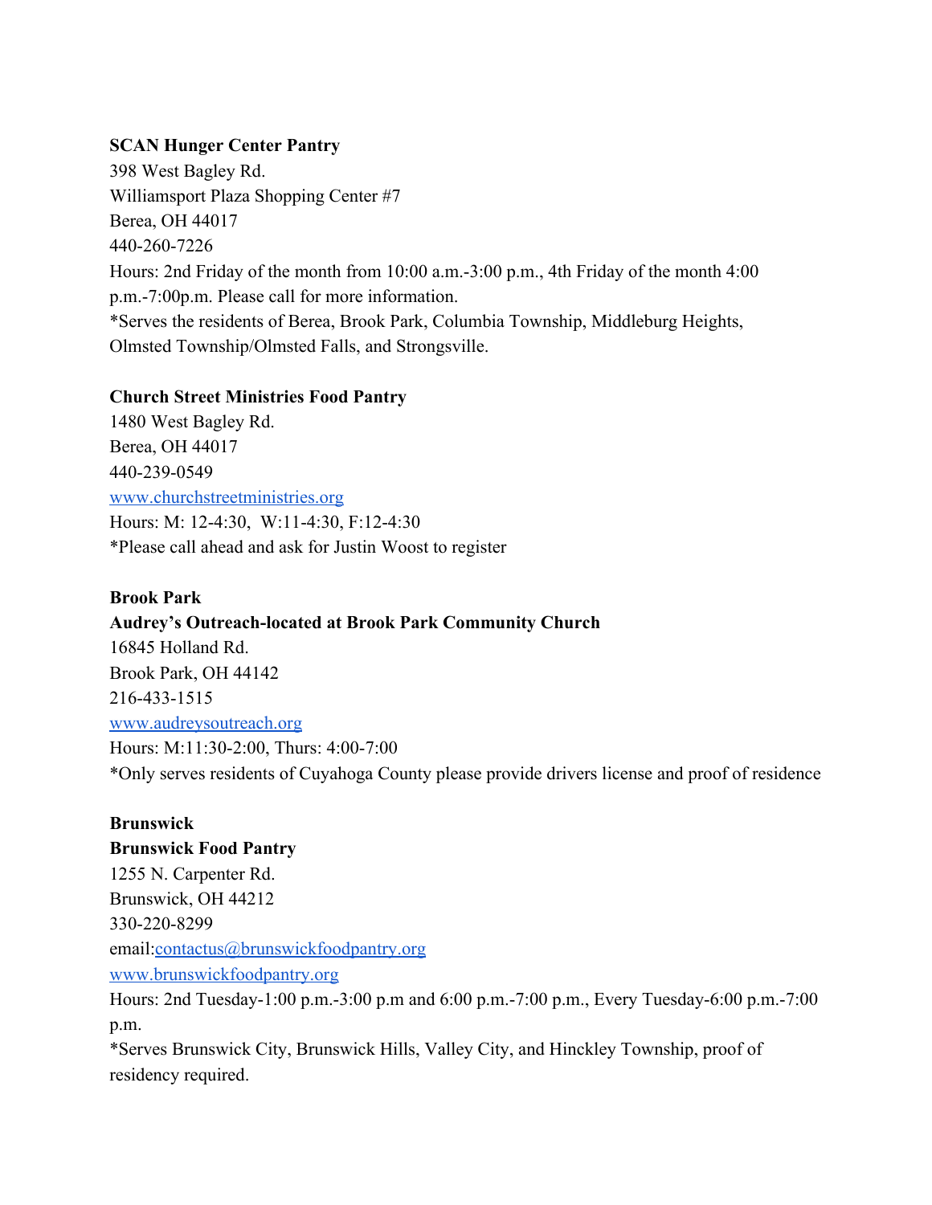**SCAN Hunger Center Pantry**
398 West Bagley Rd.
Williamsport Plaza Shopping Center #7
Berea, OH 44017
440-260-7226
Hours: 2nd Friday of the month from 10:00 a.m.-3:00 p.m., 4th Friday of the month 4:00 p.m.-7:00p.m. Please call for more information.
*Serves the residents of Berea, Brook Park, Columbia Township, Middleburg Heights, Olmsted Township/Olmsted Falls, and Strongsville.

**Church Street Ministries Food Pantry**
1480 West Bagley Rd.
Berea, OH 44017
440-239-0549
[www.churchstreetministries.org](http://www.churchstreetministries.org)
Hours: M: 12-4:30, W:11-4:30, F:12-4:30
*Please call ahead and ask for Justin Woost to register

**Brook Park**
**Audrey's Outreach-located at Brook Park Community Church**
16845 Holland Rd.
Brook Park, OH 44142
216-433-1515
[www.audreysoutreach.org](http://www.audreysoutreach.org)
Hours: M:11:30-2:00, Thurs: 4:00-7:00
*Only serves residents of Cuyahoga County please provide drivers license and proof of residence

**Brunswick**
**Brunswick Food Pantry**
1255 N. Carpenter Rd.
Brunswick, OH 44212
330-220-8299
email:[contactus@brunswickfoodpantry.org](mailto:contactus@brunswickfoodpantry.org)
[www.brunswickfoodpantry.org](http://www.brunswickfoodpantry.org)
Hours: 2nd Tuesday-1:00 p.m.-3:00 p.m and 6:00 p.m.-7:00 p.m., Every Tuesday-6:00 p.m.-7:00 p.m.
*Serves Brunswick City, Brunswick Hills, Valley City, and Hinckley Township, proof of residency required.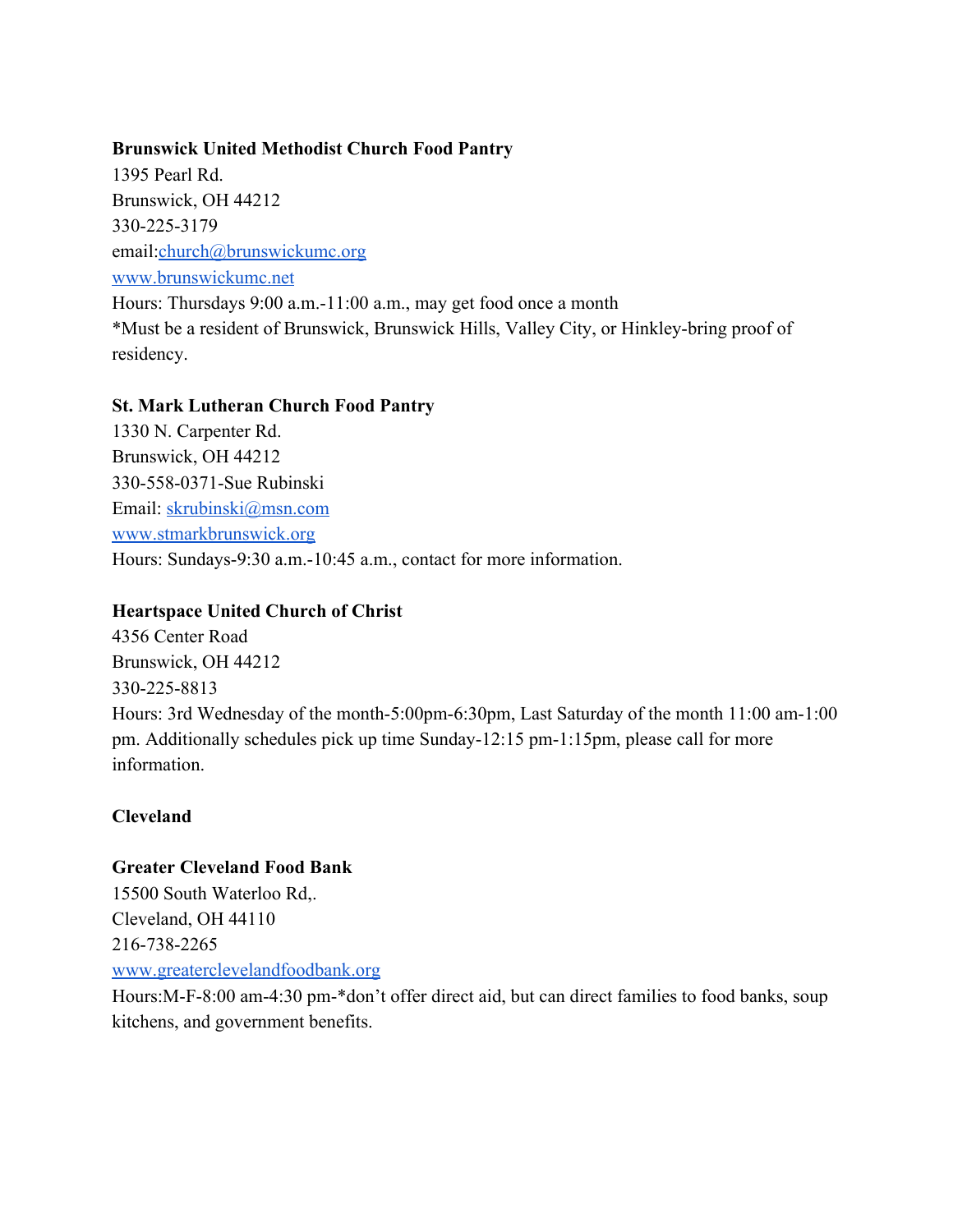**Brunswick United Methodist Church Food Pantry**
1395 Pearl Rd.
Brunswick, OH 44212
330-225-3179
email:church@brunswickumc.org
www.brunswickumc.net
Hours: Thursdays 9:00 a.m.-11:00 a.m., may get food once a month
*Must be a resident of Brunswick, Brunswick Hills, Valley City, or Hinkley-bring proof of residency.

**St. Mark Lutheran Church Food Pantry**
1330 N. Carpenter Rd.
Brunswick, OH 44212
330-558-0371-Sue Rubinski
Email: skrubinski@msn.com
www.stmarkbrunswick.org
Hours: Sundays-9:30 a.m.-10:45 a.m., contact for more information.

**Heartspace United Church of Christ**
4356 Center Road
Brunswick, OH 44212
330-225-8813
Hours: 3rd Wednesday of the month-5:00pm-6:30pm, Last Saturday of the month 11:00 am-1:00 pm. Additionally schedules pick up time Sunday-12:15 pm-1:15pm, please call for more information.

**Cleveland**

**Greater Cleveland Food Bank**
15500 South Waterloo Rd,.
Cleveland, OH 44110
216-738-2265
www.greaterclevelandfoodbank.org
Hours:M-F-8:00 am-4:30 pm-*don't offer direct aid, but can direct families to food banks, soup kitchens, and government benefits.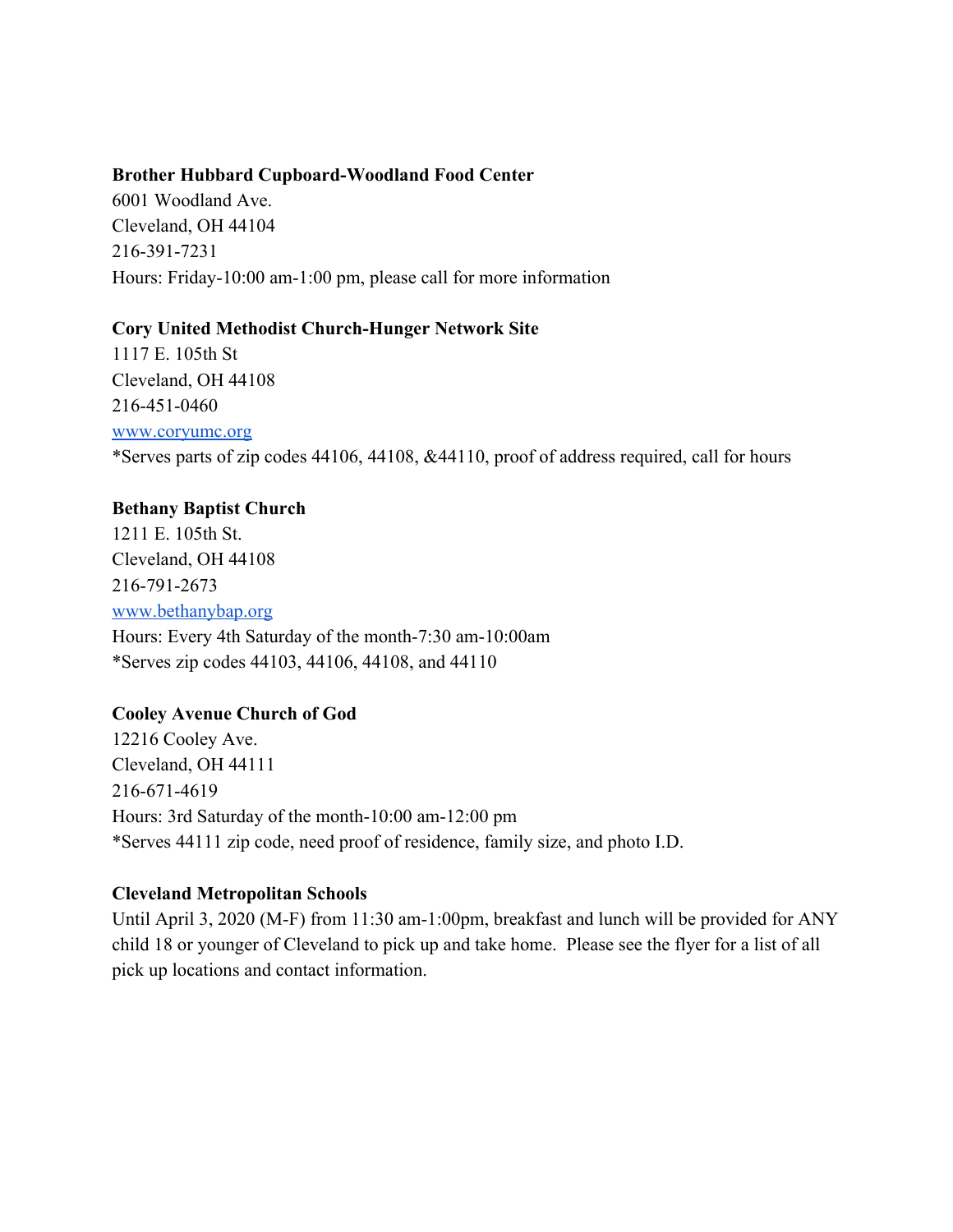**Brother Hubbard Cupboard-Woodland Food Center**
6001 Woodland Ave.
Cleveland, OH 44104
216-391-7231
Hours: Friday-10:00 am-1:00 pm, please call for more information

**Cory United Methodist Church-Hunger Network Site**
1117 E. 105th St
Cleveland, OH 44108
216-451-0460
[www.coryumc.org](http://www.coryumc.org)
*Serves parts of zip codes 44106, 44108, &44110, proof of address required, call for hours

**Bethany Baptist Church**
1211 E. 105th St.
Cleveland, OH 44108
216-791-2673
[www.bethanybap.org](http://www.bethanybap.org)
Hours: Every 4th Saturday of the month-7:30 am-10:00am
*Serves zip codes 44103, 44106, 44108, and 44110

**Cooley Avenue Church of God**
12216 Cooley Ave.
Cleveland, OH 44111
216-671-4619
Hours: 3rd Saturday of the month-10:00 am-12:00 pm
*Serves 44111 zip code, need proof of residence, family size, and photo I.D.

**Cleveland Metropolitan Schools**
Until April 3, 2020 (M-F) from 11:30 am-1:00pm, breakfast and lunch will be provided for ANY child 18 or younger of Cleveland to pick up and take home. Please see the flyer for a list of all pick up locations and contact information.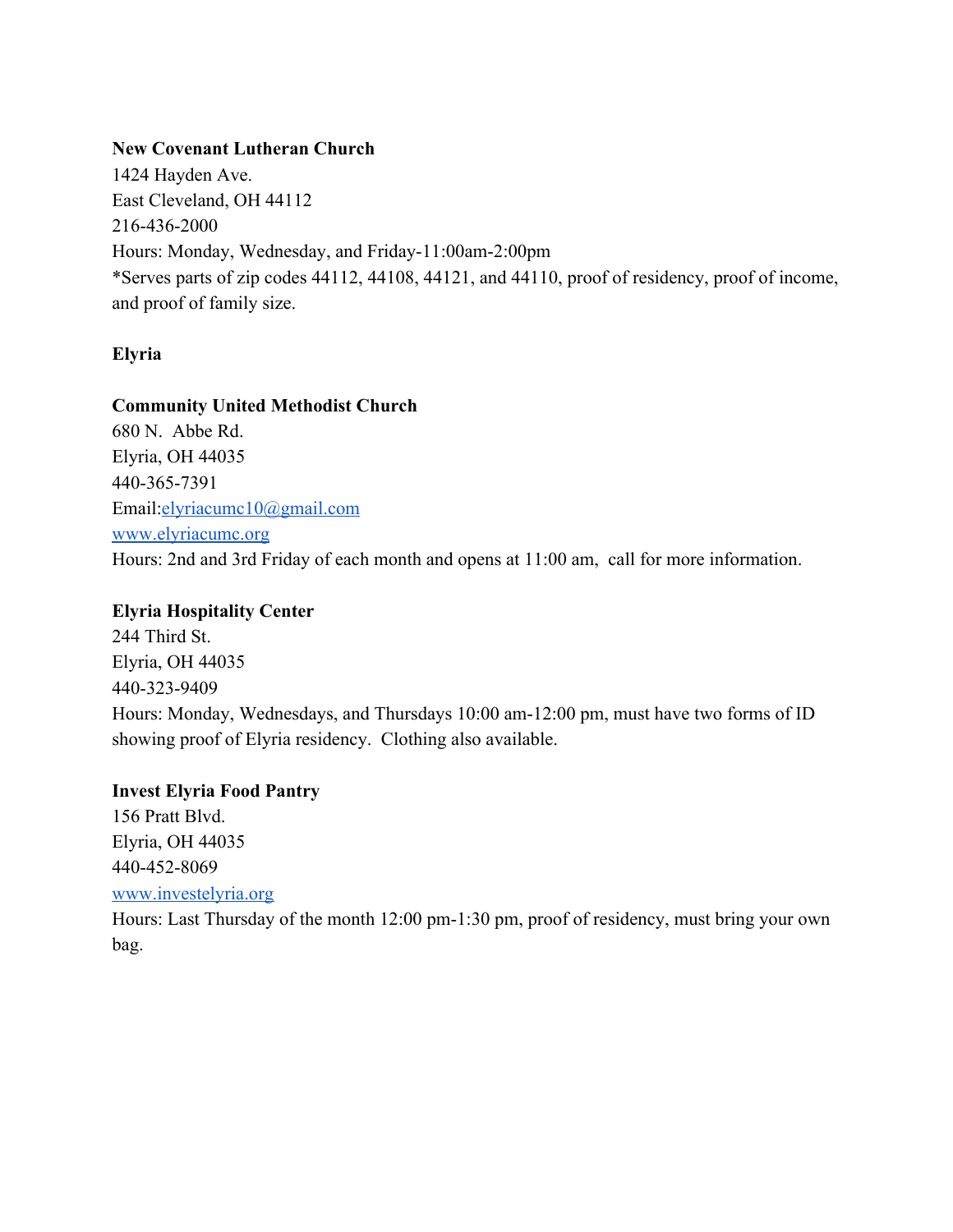**New Covenant Lutheran Church**
1424 Hayden Ave.
East Cleveland, OH 44112
216-436-2000
Hours: Monday, Wednesday, and Friday-11:00am-2:00pm
*Serves parts of zip codes 44112, 44108, 44121, and 44110, proof of residency, proof of income, and proof of family size.

**Elyria**

**Community United Methodist Church**
680 N. Abbe Rd.
Elyria, OH 44035
440-365-7391
Email:[elyriacumc10@gmail.com](mailto:elyriacumc10@gmail.com)
[www.elyriacumc.org](http://www.elyriacumc.org)
Hours: 2nd and 3rd Friday of each month and opens at 11:00 am, call for more information.

**Elyria Hospitality Center**
244 Third St.
Elyria, OH 44035
440-323-9409
Hours: Monday, Wednesdays, and Thursdays 10:00 am-12:00 pm, must have two forms of ID showing proof of Elyria residency. Clothing also available.

**Invest Elyria Food Pantry**
156 Pratt Blvd.
Elyria, OH 44035
440-452-8069
[www.investelyria.org](http://www.investelyria.org)
Hours: Last Thursday of the month 12:00 pm-1:30 pm, proof of residency, must bring your own bag.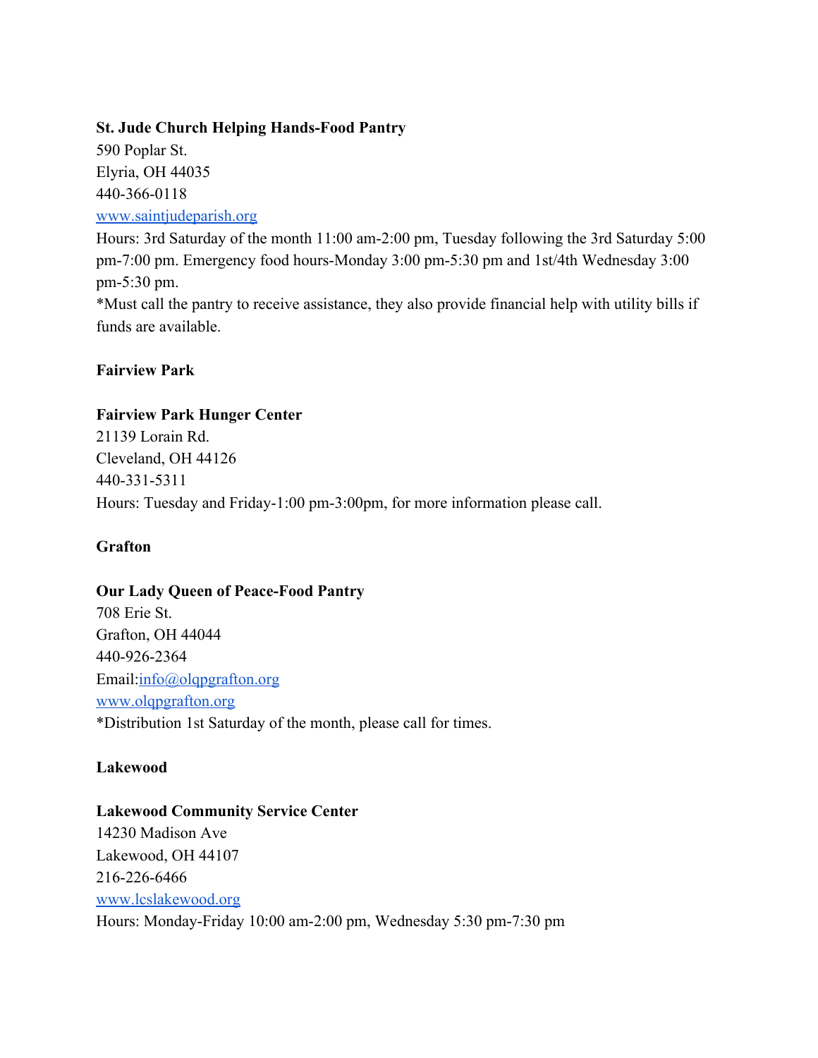**St. Jude Church Helping Hands-Food Pantry**
590 Poplar St.
Elyria, OH 44035
440-366-0118
[www.saintjudeparish.org](http://www.saintjudeparish.org)
Hours: 3rd Saturday of the month 11:00 am-2:00 pm, Tuesday following the 3rd Saturday 5:00 pm-7:00 pm. Emergency food hours-Monday 3:00 pm-5:30 pm and 1st/4th Wednesday 3:00 pm-5:30 pm.
*Must call the pantry to receive assistance, they also provide financial help with utility bills if funds are available.

### Fairview Park

**Fairview Park Hunger Center**
21139 Lorain Rd.
Cleveland, OH 44126
440-331-5311
Hours: Tuesday and Friday-1:00 pm-3:00pm, for more information please call.

### Grafton

**Our Lady Queen of Peace-Food Pantry**
708 Erie St.
Grafton, OH 44044
440-926-2364
Email:[info@olqpgrafton.org](mailto:info@olqpgrafton.org)
[www.olqpgrafton.org](http://www.olqpgrafton.org)
*Distribution 1st Saturday of the month, please call for times.

### Lakewood

**Lakewood Community Service Center**
14230 Madison Ave
Lakewood, OH 44107
216-226-6466
[www.lcslakewood.org](http://www.lcslakewood.org)
Hours: Monday-Friday 10:00 am-2:00 pm, Wednesday 5:30 pm-7:30 pm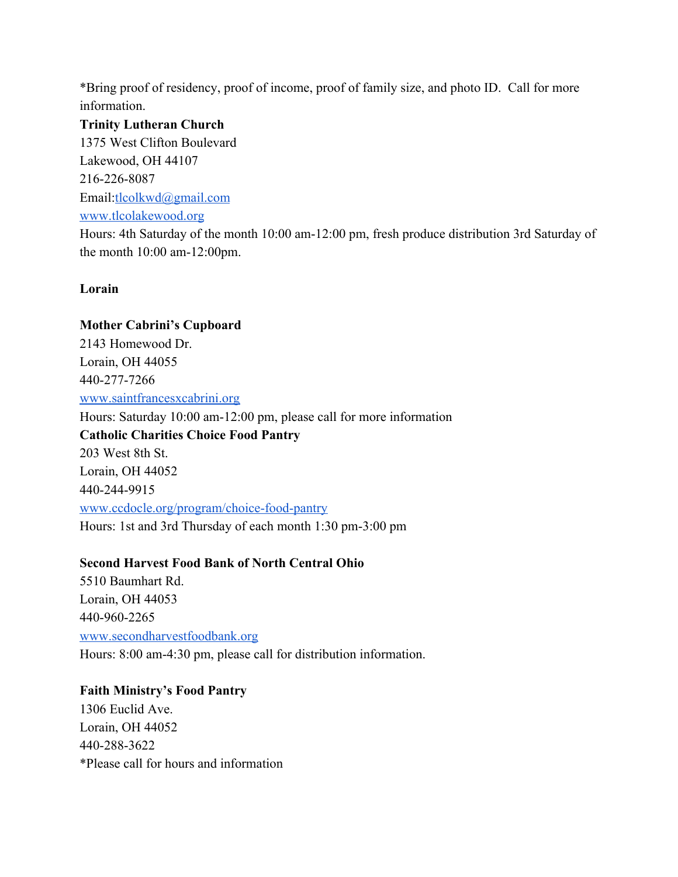*Bring proof of residency, proof of income, proof of family size, and photo ID. Call for more information.

**Trinity Lutheran Church**
1375 West Clifton Boulevard
Lakewood, OH 44107
216-226-8087
Email:tlcolkwd@gmail.com
www.tlcolakewood.org
Hours: 4th Saturday of the month 10:00 am-12:00 pm, fresh produce distribution 3rd Saturday of the month 10:00 am-12:00pm.

**Lorain**

**Mother Cabrini's Cupboard**
2143 Homewood Dr.
Lorain, OH 44055
440-277-7266
www.saintfrancesxcabrini.org
Hours: Saturday 10:00 am-12:00 pm, please call for more information

**Catholic Charities Choice Food Pantry**
203 West 8th St.
Lorain, OH 44052
440-244-9915
www.ccdocle.org/program/choice-food-pantry
Hours: 1st and 3rd Thursday of each month 1:30 pm-3:00 pm

**Second Harvest Food Bank of North Central Ohio**
5510 Baumhart Rd.
Lorain, OH 44053
440-960-2265
www.secondharvestfoodbank.org
Hours: 8:00 am-4:30 pm, please call for distribution information.

**Faith Ministry's Food Pantry**
1306 Euclid Ave.
Lorain, OH 44052
440-288-3622
*Please call for hours and information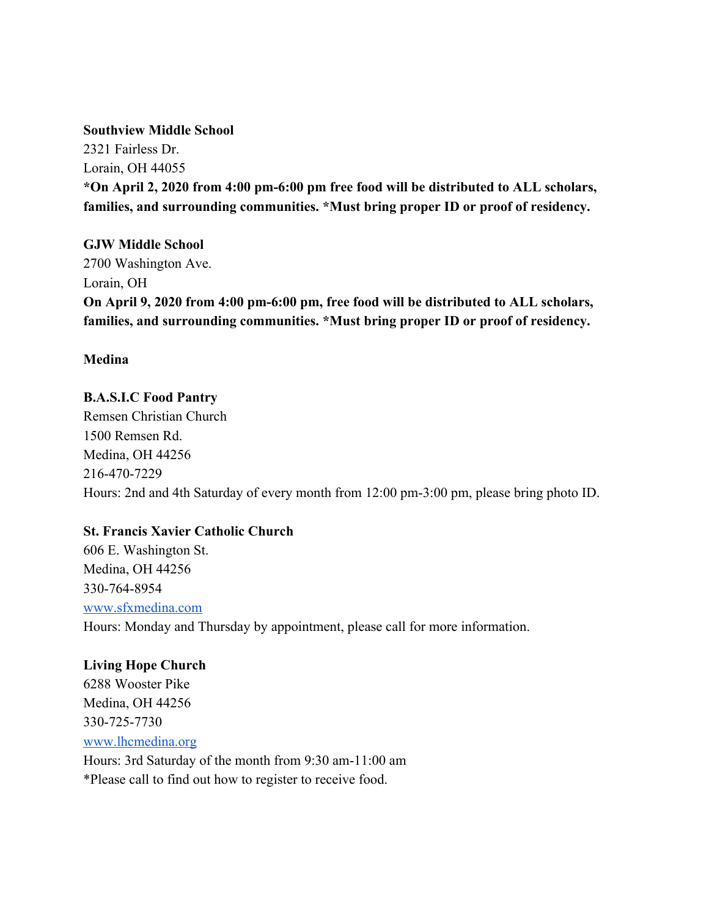**Southview Middle School**
2321 Fairless Dr.
Lorain, OH 44055
***On April 2, 2020 from 4:00 pm-6:00 pm free food will be distributed to ALL scholars, families, and surrounding communities. *Must bring proper ID or proof of residency.**

**GJW Middle School**
2700 Washington Ave.
Lorain, OH
**On April 9, 2020 from 4:00 pm-6:00 pm, free food will be distributed to ALL scholars, families, and surrounding communities. *Must bring proper ID or proof of residency.**

**Medina**

**B.A.S.I.C Food Pantry**
Remsen Christian Church
1500 Remsen Rd.
Medina, OH 44256
216-470-7229
Hours: 2nd and 4th Saturday of every month from 12:00 pm-3:00 pm, please bring photo ID.

**St. Francis Xavier Catholic Church**
606 E. Washington St.
Medina, OH 44256
330-764-8954
[www.sfxmedina.com](http://www.sfxmedina.com)
Hours: Monday and Thursday by appointment, please call for more information.

**Living Hope Church**
6288 Wooster Pike
Medina, OH 44256
330-725-7730
[www.lhcmedina.org](http://www.lhcmedina.org)
Hours: 3rd Saturday of the month from 9:30 am-11:00 am
*Please call to find out how to register to receive food.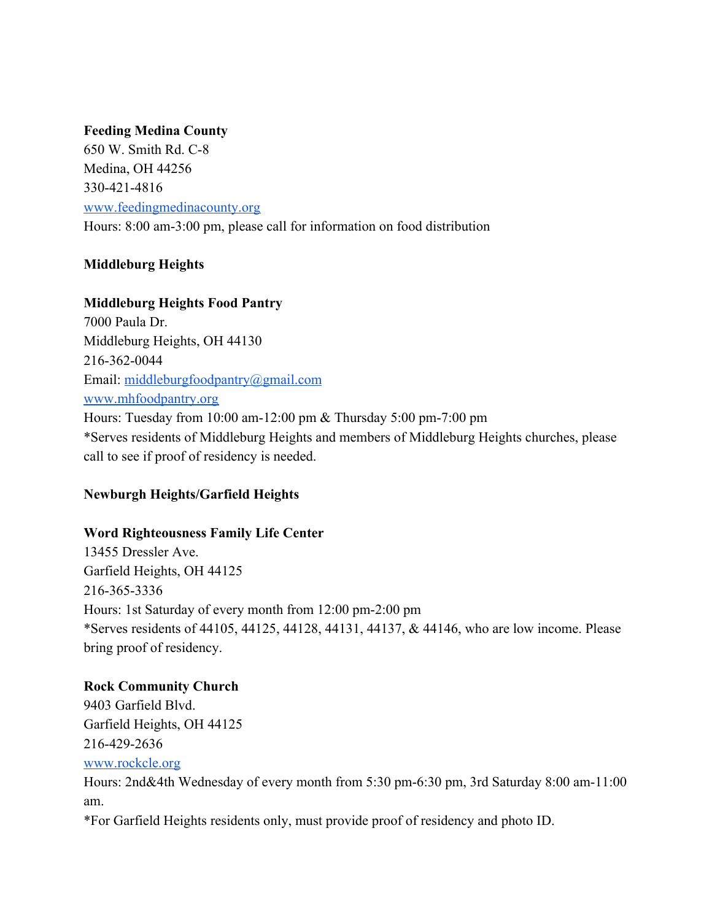**Feeding Medina County**
650 W. Smith Rd. C-8
Medina, OH 44256
330-421-4816
[www.feedingmedinacounty.org](http://www.feedingmedinacounty.org)
Hours: 8:00 am-3:00 pm, please call for information on food distribution

### Middleburg Heights

**Middleburg Heights Food Pantry**
7000 Paula Dr.
Middleburg Heights, OH 44130
216-362-0044
Email: [middleburgfoodpantry@gmail.com](mailto:middleburgfoodpantry@gmail.com)
[www.mhfoodpantry.org](http://www.mhfoodpantry.org)
Hours: Tuesday from 10:00 am-12:00 pm & Thursday 5:00 pm-7:00 pm
*Serves residents of Middleburg Heights and members of Middleburg Heights churches, please call to see if proof of residency is needed.

### Newburgh Heights/Garfield Heights

**Word Righteousness Family Life Center**
13455 Dressler Ave.
Garfield Heights, OH 44125
216-365-3336
Hours: 1st Saturday of every month from 12:00 pm-2:00 pm
*Serves residents of 44105, 44125, 44128, 44131, 44137, & 44146, who are low income. Please bring proof of residency.

**Rock Community Church**
9403 Garfield Blvd.
Garfield Heights, OH 44125
216-429-2636
[www.rockcle.org](http://www.rockcle.org)
Hours: 2nd&4th Wednesday of every month from 5:30 pm-6:30 pm, 3rd Saturday 8:00 am-11:00 am.
*For Garfield Heights residents only, must provide proof of residency and photo ID.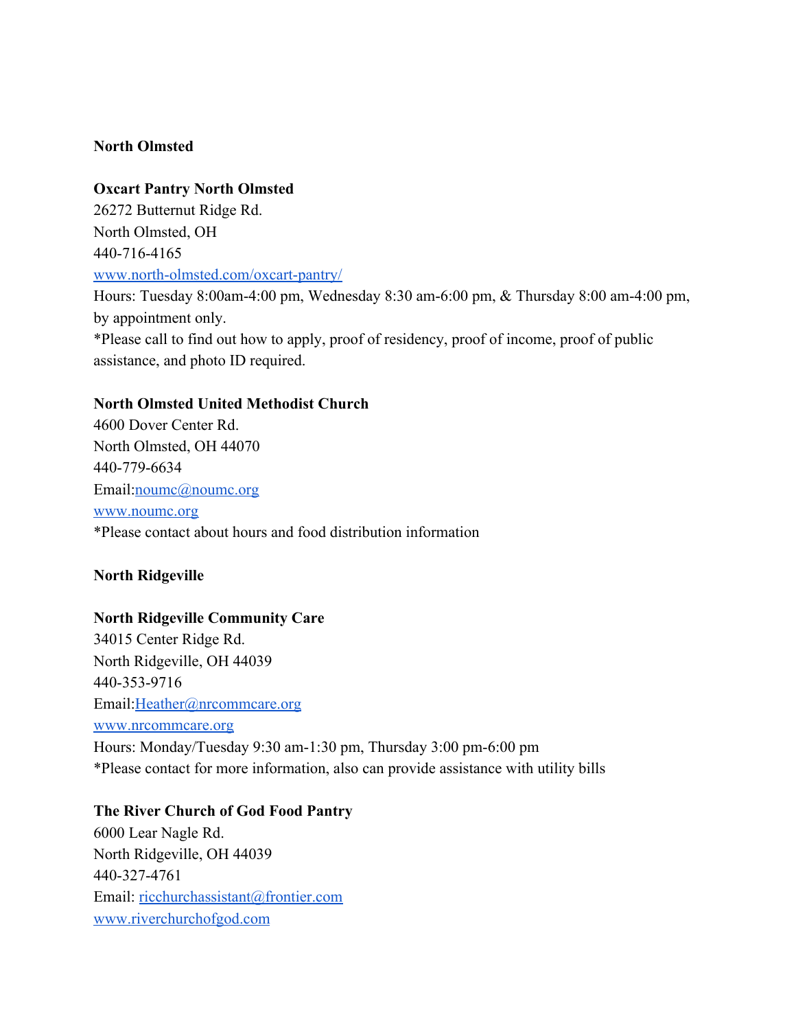**North Olmsted**

**Oxcart Pantry North Olmsted**
26272 Butternut Ridge Rd.
North Olmsted, OH
440-716-4165
[www.north-olmsted.com/oxcart-pantry/](http://www.north-olmsted.com/oxcart-pantry/)
Hours: Tuesday 8:00am-4:00 pm, Wednesday 8:30 am-6:00 pm, & Thursday 8:00 am-4:00 pm, by appointment only.
*Please call to find out how to apply, proof of residency, proof of income, proof of public assistance, and photo ID required.

**North Olmsted United Methodist Church**
4600 Dover Center Rd.
North Olmsted, OH 44070
440-779-6634
Email:[noumc@noumc.org](mailto:noumc@noumc.org)
[www.noumc.org](http://www.noumc.org)
*Please contact about hours and food distribution information

**North Ridgeville**

**North Ridgeville Community Care**
34015 Center Ridge Rd.
North Ridgeville, OH 44039
440-353-9716
Email:[Heather@nrcommcare.org](mailto:Heather@nrcommcare.org)
[www.nrcommcare.org](http://www.nrcommcare.org)
Hours: Monday/Tuesday 9:30 am-1:30 pm, Thursday 3:00 pm-6:00 pm
*Please contact for more information, also can provide assistance with utility bills

**The River Church of God Food Pantry**
6000 Lear Nagle Rd.
North Ridgeville, OH 44039
440-327-4761
Email: [ricchurchassistant@frontier.com](mailto:ricchurchassistant@frontier.com)
[www.riverchurchofgod.com](http://www.riverchurchofgod.com)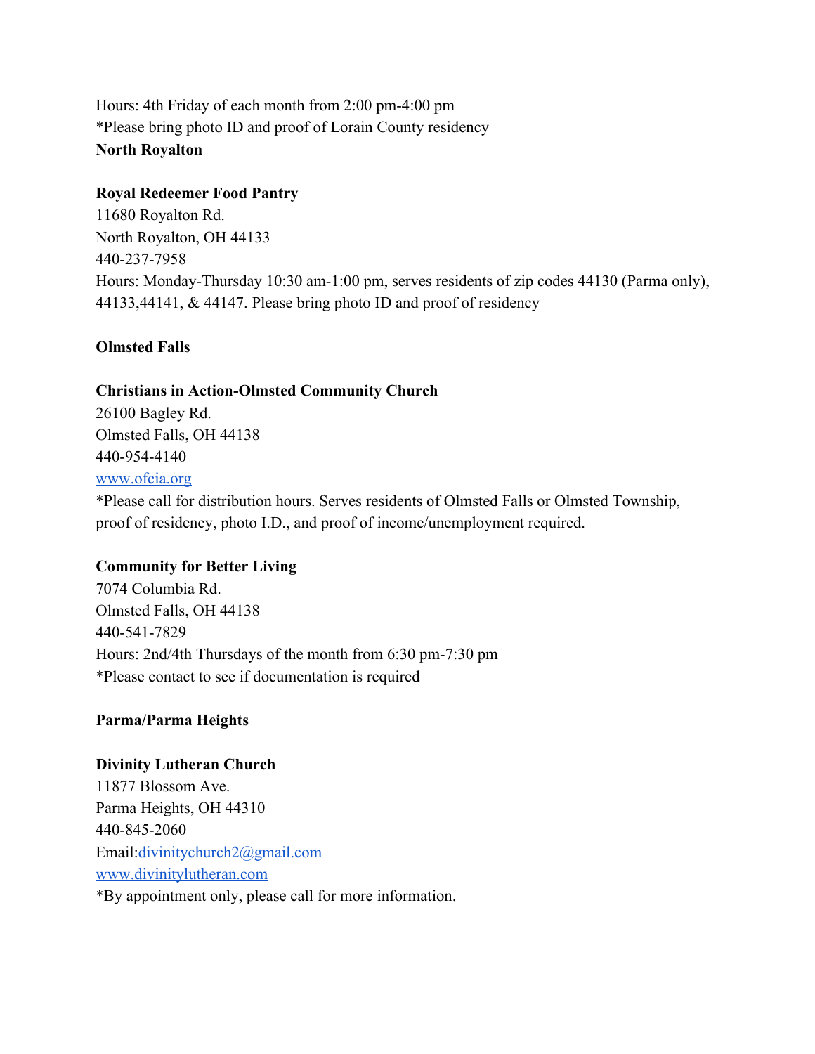Hours: 4th Friday of each month from 2:00 pm-4:00 pm
*Please bring photo ID and proof of Lorain County residency

**North Royalton**

**Royal Redeemer Food Pantry**
11680 Royalton Rd.
North Royalton, OH 44133
440-237-7958
Hours: Monday-Thursday 10:30 am-1:00 pm, serves residents of zip codes 44130 (Parma only), 44133,44141, & 44147. Please bring photo ID and proof of residency

**Olmsted Falls**

**Christians in Action-Olmsted Community Church**
26100 Bagley Rd.
Olmsted Falls, OH 44138
440-954-4140
[www.ofcia.org](http://www.ofcia.org)
*Please call for distribution hours. Serves residents of Olmsted Falls or Olmsted Township, proof of residency, photo I.D., and proof of income/unemployment required.

**Community for Better Living**
7074 Columbia Rd.
Olmsted Falls, OH 44138
440-541-7829
Hours: 2nd/4th Thursdays of the month from 6:30 pm-7:30 pm
*Please contact to see if documentation is required

**Parma/Parma Heights**

**Divinity Lutheran Church**
11877 Blossom Ave.
Parma Heights, OH 44310
440-845-2060
Email:[divinitychurch2@gmail.com](mailto:divinitychurch2@gmail.com)
[www.divinitylutheran.com](http://www.divinitylutheran.com)
*By appointment only, please call for more information.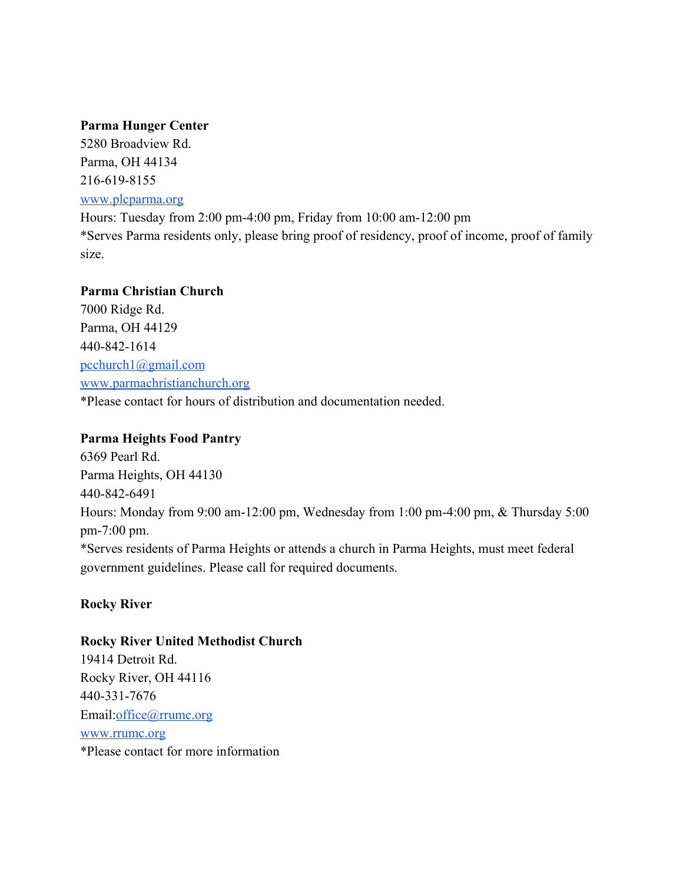**Parma Hunger Center**
5280 Broadview Rd.
Parma, OH 44134
216-619-8155
[www.plcparma.org](http://www.plcparma.org)
Hours: Tuesday from 2:00 pm-4:00 pm, Friday from 10:00 am-12:00 pm
*Serves Parma residents only, please bring proof of residency, proof of income, proof of family size.

**Parma Christian Church**
7000 Ridge Rd.
Parma, OH 44129
440-842-1614
[pcchurch1@gmail.com](mailto:pcchurch1@gmail.com)
[www.parmachristianchurch.org](http://www.parmachristianchurch.org)
*Please contact for hours of distribution and documentation needed.

**Parma Heights Food Pantry**
6369 Pearl Rd.
Parma Heights, OH 44130
440-842-6491
Hours: Monday from 9:00 am-12:00 pm, Wednesday from 1:00 pm-4:00 pm, & Thursday 5:00 pm-7:00 pm.
*Serves residents of Parma Heights or attends a church in Parma Heights, must meet federal government guidelines. Please call for required documents.

**Rocky River**

**Rocky River United Methodist Church**
19414 Detroit Rd.
Rocky River, OH 44116
440-331-7676
Email:[office@rrumc.org](mailto:office@rrumc.org)
[www.rrumc.org](http://www.rrumc.org)
*Please contact for more information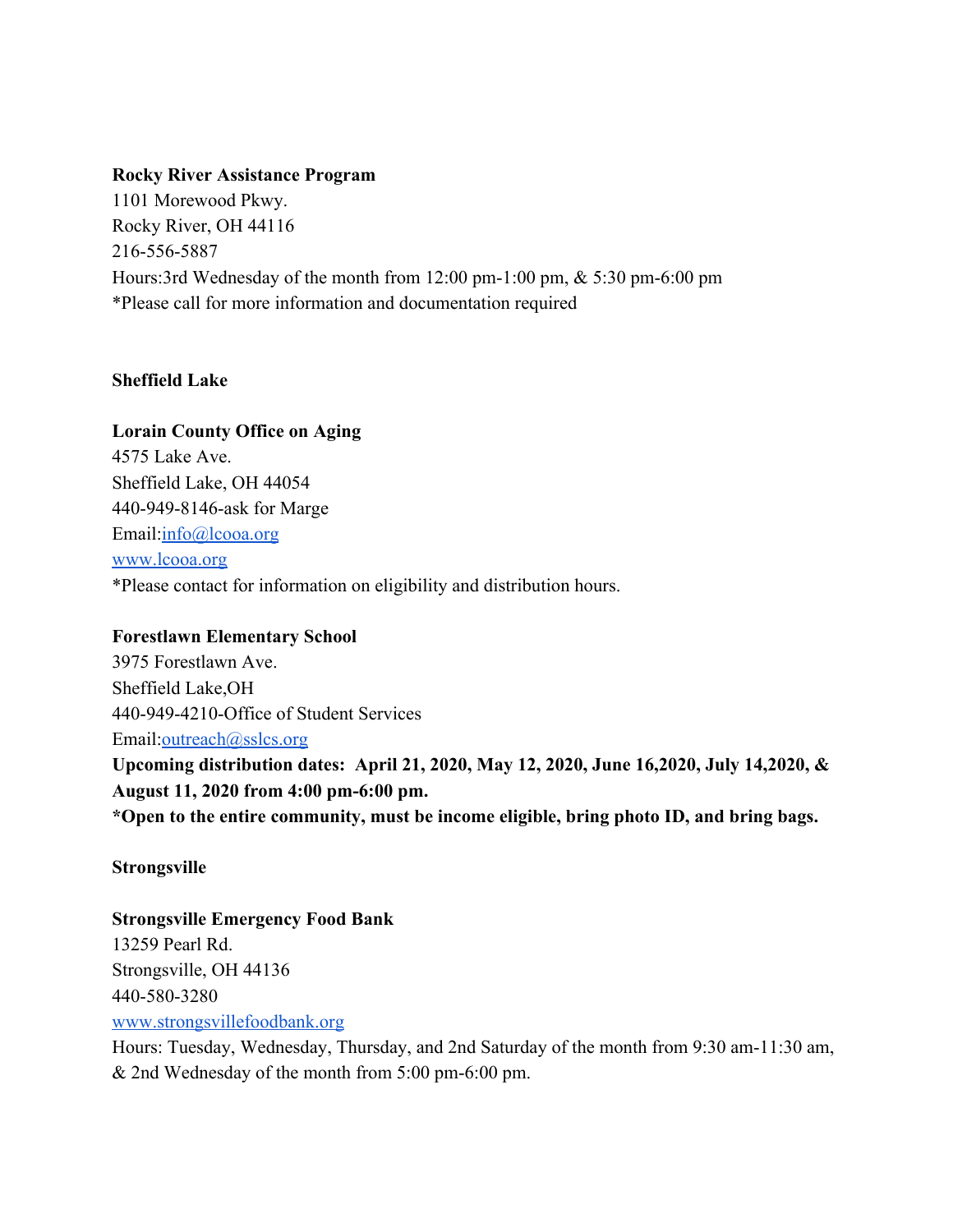**Rocky River Assistance Program**
1101 Morewood Pkwy.
Rocky River, OH 44116
216-556-5887
Hours:3rd Wednesday of the month from 12:00 pm-1:00 pm, & 5:30 pm-6:00 pm
*Please call for more information and documentation required

**Sheffield Lake**

**Lorain County Office on Aging**
4575 Lake Ave.
Sheffield Lake, OH 44054
440-949-8146-ask for Marge
Email:info@lcooa.org
www.lcooa.org
*Please contact for information on eligibility and distribution hours.

**Forestlawn Elementary School**
3975 Forestlawn Ave.
Sheffield Lake,OH
440-949-4210-Office of Student Services
Email:outreach@sslcs.org
**Upcoming distribution dates: April 21, 2020, May 12, 2020, June 16,2020, July 14,2020, & August 11, 2020 from 4:00 pm-6:00 pm.**
***Open to the entire community, must be income eligible, bring photo ID, and bring bags.**

**Strongsville**

**Strongsville Emergency Food Bank**
13259 Pearl Rd.
Strongsville, OH 44136
440-580-3280
www.strongsvillefoodbank.org
Hours: Tuesday, Wednesday, Thursday, and 2nd Saturday of the month from 9:30 am-11:30 am, & 2nd Wednesday of the month from 5:00 pm-6:00 pm.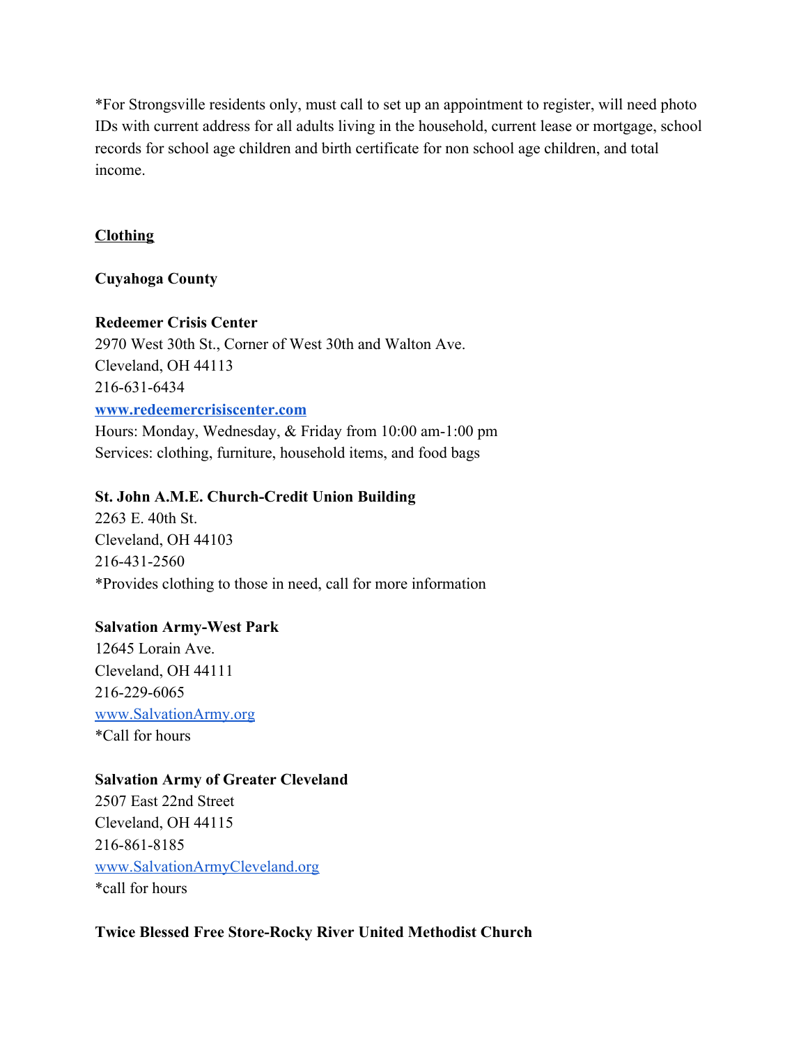*For Strongsville residents only, must call to set up an appointment to register, will need photo IDs with current address for all adults living in the household, current lease or mortgage, school records for school age children and birth certificate for non school age children, and total income.

## Clothing

**Cuyahoga County**

**Redeemer Crisis Center**
2970 West 30th St., Corner of West 30th and Walton Ave.
Cleveland, OH 44113
216-631-6434
**www.redeemercrisiscenter.com**
Hours: Monday, Wednesday, & Friday from 10:00 am-1:00 pm
Services: clothing, furniture, household items, and food bags

**St. John A.M.E. Church-Credit Union Building**
2263 E. 40th St.
Cleveland, OH 44103
216-431-2560
*Provides clothing to those in need, call for more information

**Salvation Army-West Park**
12645 Lorain Ave.
Cleveland, OH 44111
216-229-6065
www.SalvationArmy.org
*Call for hours

**Salvation Army of Greater Cleveland**
2507 East 22nd Street
Cleveland, OH 44115
216-861-8185
www.SalvationArmyCleveland.org
*call for hours

**Twice Blessed Free Store-Rocky River United Methodist Church**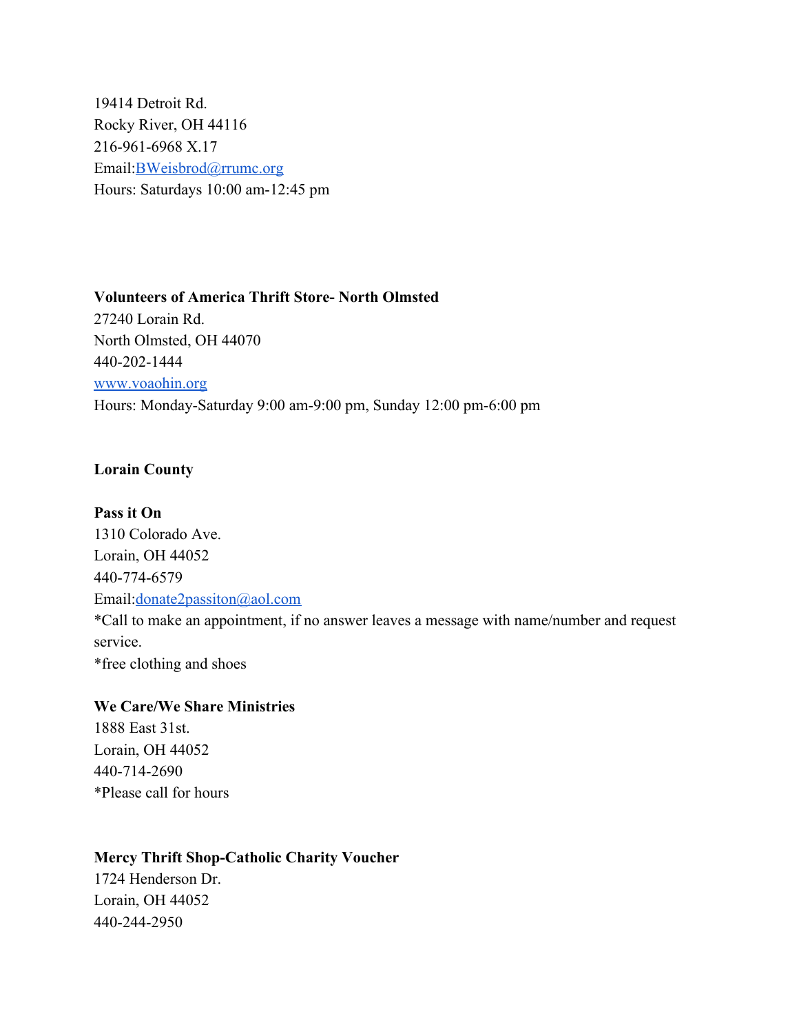19414 Detroit Rd.
Rocky River, OH 44116
216-961-6968 X.17
Email:BWeisbrod@rrumc.org
Hours: Saturdays 10:00 am-12:45 pm

**Volunteers of America Thrift Store- North Olmsted**
27240 Lorain Rd.
North Olmsted, OH 44070
440-202-1444
www.voaohin.org
Hours: Monday-Saturday 9:00 am-9:00 pm, Sunday 12:00 pm-6:00 pm

**Lorain County**

**Pass it On**
1310 Colorado Ave.
Lorain, OH 44052
440-774-6579
Email:donate2passiton@aol.com
*Call to make an appointment, if no answer leaves a message with name/number and request service.
*free clothing and shoes

**We Care/We Share Ministries**
1888 East 31st.
Lorain, OH 44052
440-714-2690
*Please call for hours

**Mercy Thrift Shop-Catholic Charity Voucher**
1724 Henderson Dr.
Lorain, OH 44052
440-244-2950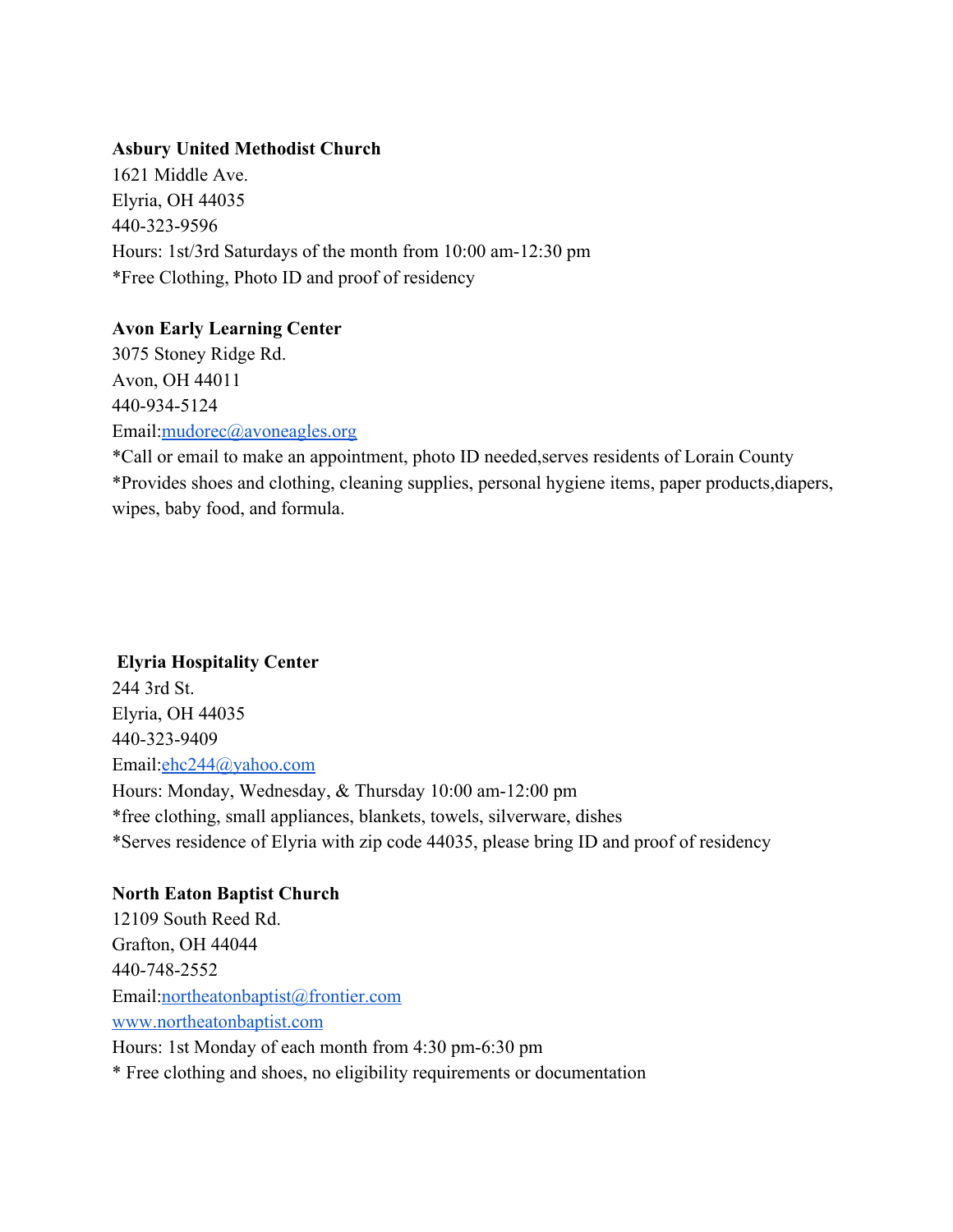**Asbury United Methodist Church**
1621 Middle Ave.
Elyria, OH 44035
440-323-9596
Hours: 1st/3rd Saturdays of the month from 10:00 am-12:30 pm
*Free Clothing, Photo ID and proof of residency

**Avon Early Learning Center**
3075 Stoney Ridge Rd.
Avon, OH 44011
440-934-5124
Email:mudorec@avoneagles.org
*Call or email to make an appointment, photo ID needed,serves residents of Lorain County
*Provides shoes and clothing, cleaning supplies, personal hygiene items, paper products,diapers, wipes, baby food, and formula.

**Elyria Hospitality Center**
244 3rd St.
Elyria, OH 44035
440-323-9409
Email:ehc244@yahoo.com
Hours: Monday, Wednesday, & Thursday 10:00 am-12:00 pm
*free clothing, small appliances, blankets, towels, silverware, dishes
*Serves residence of Elyria with zip code 44035, please bring ID and proof of residency

**North Eaton Baptist Church**
12109 South Reed Rd.
Grafton, OH 44044
440-748-2552
Email:northeatonbaptist@frontier.com
www.northeatonbaptist.com
Hours: 1st Monday of each month from 4:30 pm-6:30 pm
* Free clothing and shoes, no eligibility requirements or documentation